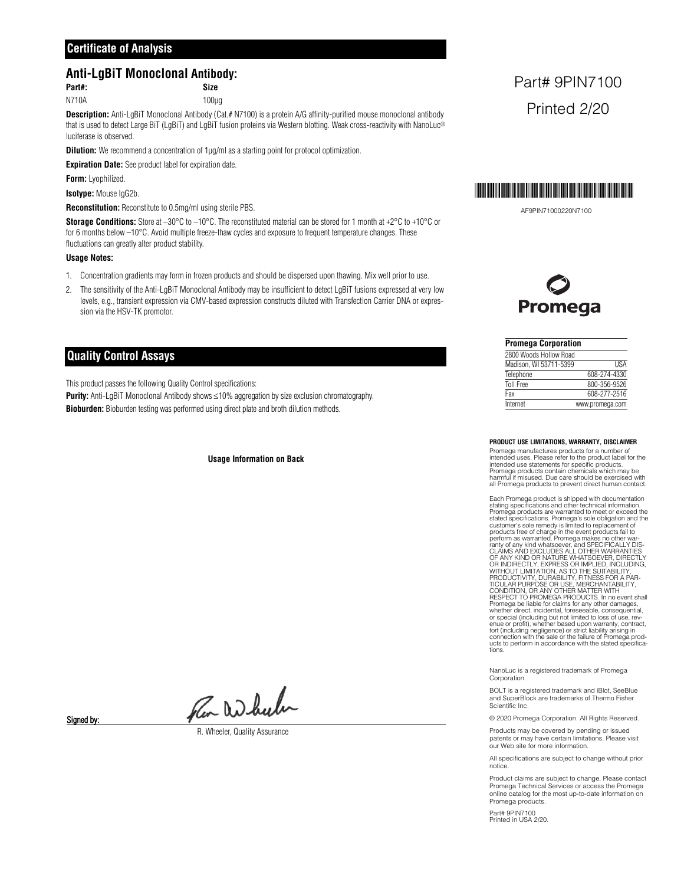## Certificate of Analysis

# Anti-LgBiT Monoclonal Antibody:

| Part#: | Size |
| --- | --- |
| N710A | 100µg |

Part# 9PIN7100

Printed 2/20

**Description:** Anti-LgBiT Monoclonal Antibody (Cat.# N7100) is a protein A/G affinity-purified mouse monoclonal antibody that is used to detect Large BiT (LgBiT) and LgBiT fusion proteins via Western blotting. Weak cross-reactivity with NanoLuc® luciferase is observed.

**Dilution:** We recommend a concentration of 1µg/ml as a starting point for protocol optimization.

**Expiration Date:** See product label for expiration date.

**Form:** Lyophilized.

**Isotype:** Mouse IgG2b.

**Reconstitution:** Reconstitute to 0.5mg/ml using sterile PBS.

**Storage Conditions:** Store at –30°C to –10°C. The reconstituted material can be stored for 1 month at +2°C to +10°C or for 6 months below –10°C. Avoid multiple freeze-thaw cycles and exposure to frequent temperature changes. These fluctuations can greatly alter product stability.

**Usage Notes:**

1. Concentration gradients may form in frozen products and should be dispersed upon thawing. Mix well prior to use.
2. The sensitivity of the Anti-LgBiT Monoclonal Antibody may be insufficient to detect LgBiT fusions expressed at very low levels, e.g., transient expression via CMV-based expression constructs diluted with Transfection Carrier DNA or expression via the HSV-TK promotor.

## Quality Control Assays

This product passes the following Quality Control specifications:

**Purity:** Anti-LgBiT Monoclonal Antibody shows ≤10% aggregation by size exclusion chromatography.

**Bioburden:** Bioburden testing was performed using direct plate and broth dilution methods.

**Usage Information on Back**

Signed by:

R. Wheeler, Quality Assurance

AF9PIN71000220N7100

Promega

| Promega Corporation | |
| --- | --- |
| 2800 Woods Hollow Road | |
| Madison, WI 53711-5399 | USA |
| Telephone | 608-274-4330 |
| Toll Free | 800-356-9526 |
| Fax | 608-277-2516 |
| Internet | www.promega.com |

**PRODUCT USE LIMITATIONS, WARRANTY, DISCLAIMER**

Promega manufactures products for a number of intended uses. Please refer to the product label for the intended use statements for specific products. Promega products contain chemicals which may be harmful if misused. Due care should be exercised with all Promega products to prevent direct human contact.

Each Promega product is shipped with documentation stating specifications and other technical information. Promega products are warranted to meet or exceed the stated specifications. Promega's sole obligation and the customer's sole remedy is limited to replacement of products free of charge in the event products fail to perform as warranted. Promega makes no other warranty of any kind whatsoever, and SPECIFICALLY DISCLAIMS AND EXCLUDES ALL OTHER WARRANTIES OF ANY KIND OR NATURE WHATSOEVER, DIRECTLY OR INDIRECTLY, EXPRESS OR IMPLIED, INCLUDING, WITHOUT LIMITATION, AS TO THE SUITABILITY, PRODUCTIVITY, DURABILITY, FITNESS FOR A PARTICULAR PURPOSE OR USE, MERCHANTABILITY, CONDITION, OR ANY OTHER MATTER WITH RESPECT TO PROMEGA PRODUCTS. In no event shall Promega be liable for claims for any other damages, whether direct, incidental, foreseeable, consequential, or special (including but not limited to loss of use, revenue or profit), whether based upon warranty, contract, tort (including negligence) or strict liability arising in connection with the sale or the failure of Promega products to perform in accordance with the stated specifications.

NanoLuc is a registered trademark of Promega Corporation.

BOLT is a registered trademark and iBlot, SeeBlue and SuperBlock are trademarks of.Thermo Fisher Scientific Inc.

© 2020 Promega Corporation. All Rights Reserved.

Products may be covered by pending or issued patents or may have certain limitations. Please visit our Web site for more information.

All specifications are subject to change without prior notice.

Product claims are subject to change. Please contact Promega Technical Services or access the Promega online catalog for the most up-to-date information on Promega products.

Part# 9PIN7100
Printed in USA 2/20.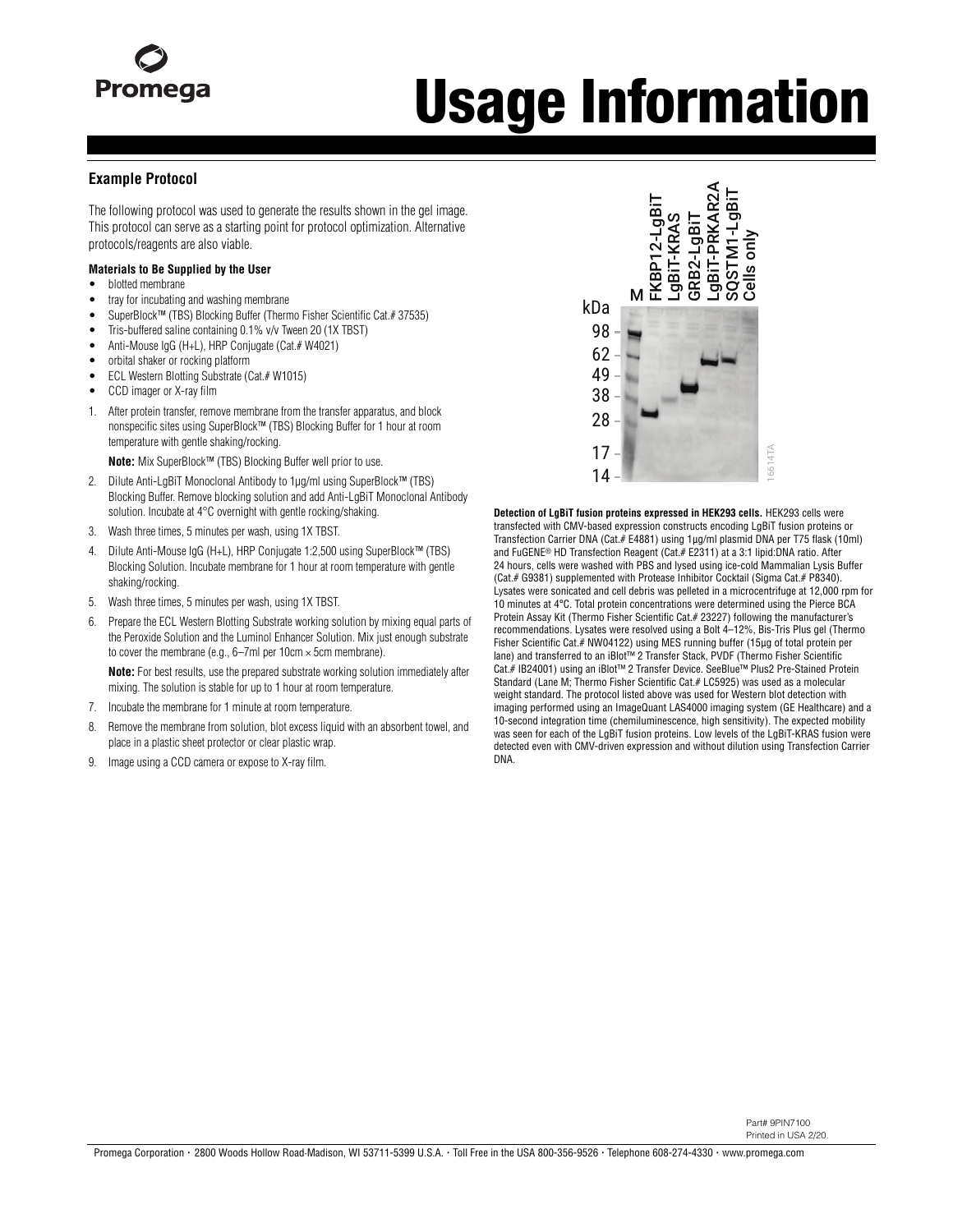# Usage Information

## Example Protocol

The following protocol was used to generate the results shown in the gel image. This protocol can serve as a starting point for protocol optimization. Alternative protocols/reagents are also viable.

**Materials to Be Supplied by the User**

- blotted membrane
- tray for incubating and washing membrane
- SuperBlock™ (TBS) Blocking Buffer (Thermo Fisher Scientific Cat.# 37535)
- Tris-buffered saline containing 0.1% v/v Tween 20 (1X TBST)
- Anti-Mouse IgG (H+L), HRP Conjugate (Cat.# W4021)
- orbital shaker or rocking platform
- ECL Western Blotting Substrate (Cat.# W1015)
- CCD imager or X-ray film

1. After protein transfer, remove membrane from the transfer apparatus, and block nonspecific sites using SuperBlock™ (TBS) Blocking Buffer for 1 hour at room temperature with gentle shaking/rocking.

   **Note:** Mix SuperBlock™ (TBS) Blocking Buffer well prior to use.

2. Dilute Anti-LgBiT Monoclonal Antibody to 1µg/ml using SuperBlock™ (TBS) Blocking Buffer. Remove blocking solution and add Anti-LgBiT Monoclonal Antibody solution. Incubate at 4°C overnight with gentle rocking/shaking.
3. Wash three times, 5 minutes per wash, using 1X TBST.
4. Dilute Anti-Mouse IgG (H+L), HRP Conjugate 1:2,500 using SuperBlock™ (TBS) Blocking Solution. Incubate membrane for 1 hour at room temperature with gentle shaking/rocking.
5. Wash three times, 5 minutes per wash, using 1X TBST.
6. Prepare the ECL Western Blotting Substrate working solution by mixing equal parts of the Peroxide Solution and the Luminol Enhancer Solution. Mix just enough substrate to cover the membrane (e.g., 6–7ml per 10cm × 5cm membrane).

   **Note:** For best results, use the prepared substrate working solution immediately after mixing. The solution is stable for up to 1 hour at room temperature.

7. Incubate the membrane for 1 minute at room temperature.
8. Remove the membrane from solution, blot excess liquid with an absorbent towel, and place in a plastic sheet protector or clear plastic wrap.
9. Image using a CCD camera or expose to X-ray film.

M
FKBP12-LgBiT
LgBiT-KRAS
GRB2-LgBiT
LgBiT-PRKAR2A
SQSTM1-LgBiT
Cells only
kDa
98
62
49
38
28
17
14
16614TA

**Detection of LgBiT fusion proteins expressed in HEK293 cells.** HEK293 cells were transfected with CMV-based expression constructs encoding LgBiT fusion proteins or Transfection Carrier DNA (Cat.# E4881) using 1µg/ml plasmid DNA per T75 flask (10ml) and FuGENE® HD Transfection Reagent (Cat.# E2311) at a 3:1 lipid:DNA ratio. After 24 hours, cells were washed with PBS and lysed using ice-cold Mammalian Lysis Buffer (Cat.# G9381) supplemented with Protease Inhibitor Cocktail (Sigma Cat.# P8340). Lysates were sonicated and cell debris was pelleted in a microcentrifuge at 12,000 rpm for 10 minutes at 4°C. Total protein concentrations were determined using the Pierce BCA Protein Assay Kit (Thermo Fisher Scientific Cat.# 23227) following the manufacturer's recommendations. Lysates were resolved using a Bolt 4–12%, Bis-Tris Plus gel (Thermo Fisher Scientific Cat.# NW04122) using MES running buffer (15µg of total protein per lane) and transferred to an iBlot™ 2 Transfer Stack, PVDF (Thermo Fisher Scientific Cat.# IB24001) using an iBlot™ 2 Transfer Device. SeeBlue™ Plus2 Pre-Stained Protein Standard (Lane M; Thermo Fisher Scientific Cat.# LC5925) was used as a molecular weight standard. The protocol listed above was used for Western blot detection with imaging performed using an ImageQuant LAS4000 imaging system (GE Healthcare) and a 10-second integration time (chemiluminescence, high sensitivity). The expected mobility was seen for each of the LgBiT fusion proteins. Low levels of the LgBiT-KRAS fusion were detected even with CMV-driven expression and without dilution using Transfection Carrier DNA.

Part# 9PIN7100
Printed in USA 2/20.

Promega Corporation · 2800 Woods Hollow Road·Madison, WI 53711-5399 U.S.A. · Toll Free in the USA 800-356-9526 · Telephone 608-274-4330 · www.promega.com